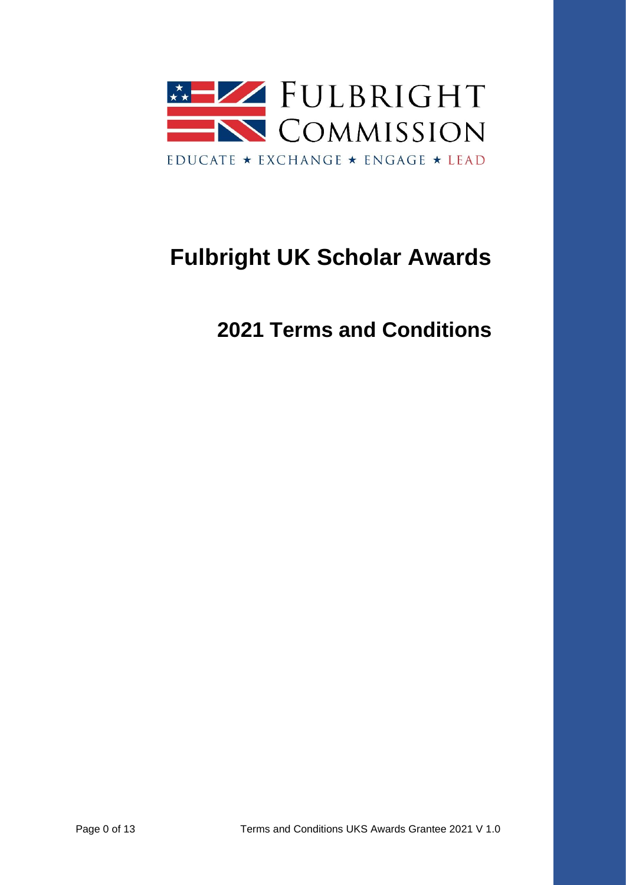FULBRIGHT COMMISSION

EDUCATE ★ EXCHANGE ★ ENGAGE ★ LEAD

# Fulbright UK Scholar Awards

## 2021 Terms and Conditions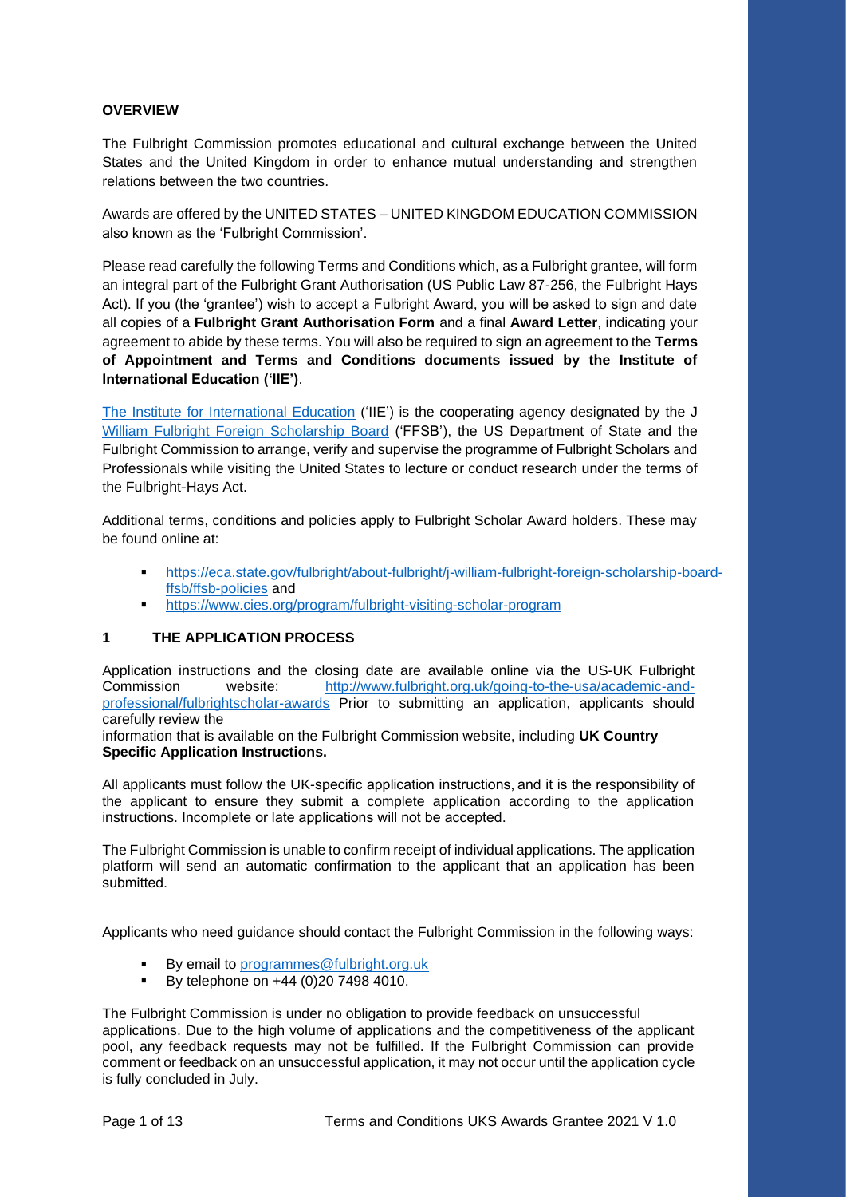## OVERVIEW

The Fulbright Commission promotes educational and cultural exchange between the United States and the United Kingdom in order to enhance mutual understanding and strengthen relations between the two countries.

Awards are offered by the UNITED STATES – UNITED KINGDOM EDUCATION COMMISSION also known as the 'Fulbright Commission'.

Please read carefully the following Terms and Conditions which, as a Fulbright grantee, will form an integral part of the Fulbright Grant Authorisation (US Public Law 87-256, the Fulbright Hays Act). If you (the 'grantee') wish to accept a Fulbright Award, you will be asked to sign and date all copies of a **Fulbright Grant Authorisation Form** and a final **Award Letter**, indicating your agreement to abide by these terms. You will also be required to sign an agreement to the **Terms of Appointment and Terms and Conditions documents issued by the Institute of International Education ('IIE')**.

[The Institute for International Education](#) ('IIE') is the cooperating agency designated by the [J William Fulbright Foreign Scholarship Board](#) ('FFSB'), the US Department of State and the Fulbright Commission to arrange, verify and supervise the programme of Fulbright Scholars and Professionals while visiting the United States to lecture or conduct research under the terms of the Fulbright-Hays Act.

Additional terms, conditions and policies apply to Fulbright Scholar Award holders. These may be found online at:

- https://eca.state.gov/fulbright/about-fulbright/j-william-fulbright-foreign-scholarship-board-ffsb/ffsb-policies and
- https://www.cies.org/program/fulbright-visiting-scholar-program

## 1 THE APPLICATION PROCESS

Application instructions and the closing date are available online via the US-UK Fulbright Commission website: http://www.fulbright.org.uk/going-to-the-usa/academic-and-professional/fulbrightscholar-awards Prior to submitting an application, applicants should carefully review the information that is available on the Fulbright Commission website, including **UK Country Specific Application Instructions.**

All applicants must follow the UK-specific application instructions, and it is the responsibility of the applicant to ensure they submit a complete application according to the application instructions. Incomplete or late applications will not be accepted.

The Fulbright Commission is unable to confirm receipt of individual applications. The application platform will send an automatic confirmation to the applicant that an application has been submitted.

Applicants who need guidance should contact the Fulbright Commission in the following ways:

- By email to programmes@fulbright.org.uk
- By telephone on +44 (0)20 7498 4010.

The Fulbright Commission is under no obligation to provide feedback on unsuccessful applications. Due to the high volume of applications and the competitiveness of the applicant pool, any feedback requests may not be fulfilled. If the Fulbright Commission can provide comment or feedback on an unsuccessful application, it may not occur until the application cycle is fully concluded in July.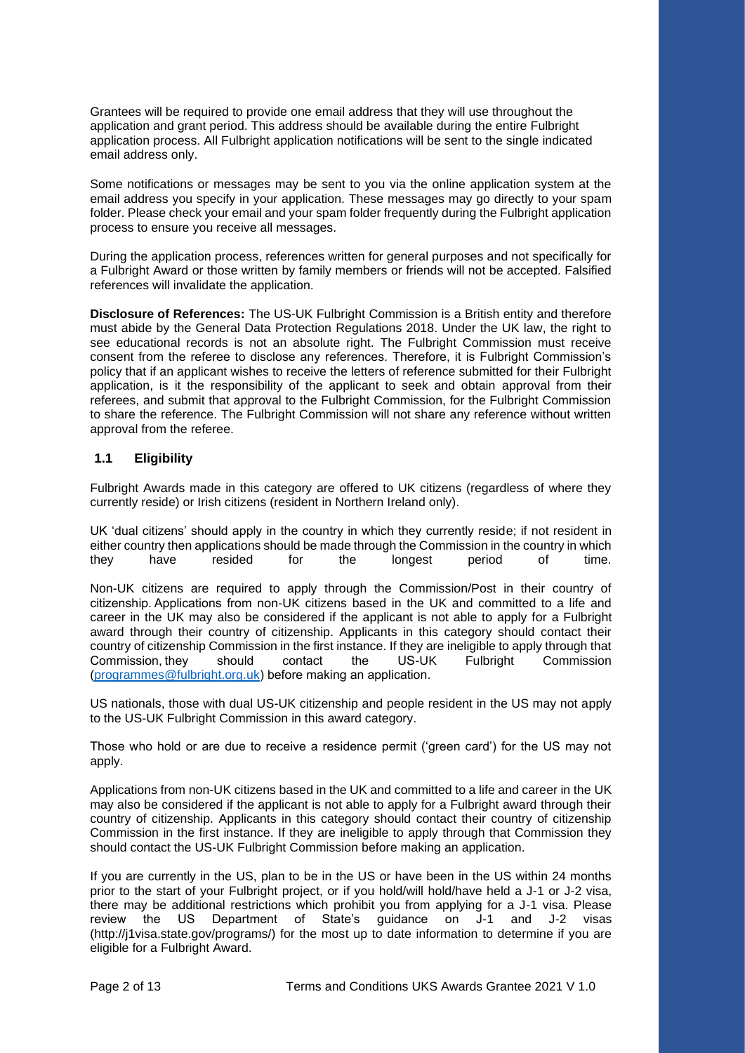Grantees will be required to provide one email address that they will use throughout the application and grant period. This address should be available during the entire Fulbright application process. All Fulbright application notifications will be sent to the single indicated email address only.

Some notifications or messages may be sent to you via the online application system at the email address you specify in your application. These messages may go directly to your spam folder. Please check your email and your spam folder frequently during the Fulbright application process to ensure you receive all messages.

During the application process, references written for general purposes and not specifically for a Fulbright Award or those written by family members or friends will not be accepted. Falsified references will invalidate the application.

**Disclosure of References:** The US-UK Fulbright Commission is a British entity and therefore must abide by the General Data Protection Regulations 2018. Under the UK law, the right to see educational records is not an absolute right. The Fulbright Commission must receive consent from the referee to disclose any references. Therefore, it is Fulbright Commission's policy that if an applicant wishes to receive the letters of reference submitted for their Fulbright application, is it the responsibility of the applicant to seek and obtain approval from their referees, and submit that approval to the Fulbright Commission, for the Fulbright Commission to share the reference. The Fulbright Commission will not share any reference without written approval from the referee.

## 1.1 Eligibility

Fulbright Awards made in this category are offered to UK citizens (regardless of where they currently reside) or Irish citizens (resident in Northern Ireland only).

UK 'dual citizens' should apply in the country in which they currently reside; if not resident in either country then applications should be made through the Commission in the country in which they have resided for the longest period of time.

Non-UK citizens are required to apply through the Commission/Post in their country of citizenship. Applications from non-UK citizens based in the UK and committed to a life and career in the UK may also be considered if the applicant is not able to apply for a Fulbright award through their country of citizenship. Applicants in this category should contact their country of citizenship Commission in the first instance. If they are ineligible to apply through that Commission, they should contact the US-UK Fulbright Commission (programmes@fulbright.org.uk) before making an application.

US nationals, those with dual US-UK citizenship and people resident in the US may not apply to the US-UK Fulbright Commission in this award category.

Those who hold or are due to receive a residence permit ('green card') for the US may not apply.

Applications from non-UK citizens based in the UK and committed to a life and career in the UK may also be considered if the applicant is not able to apply for a Fulbright award through their country of citizenship. Applicants in this category should contact their country of citizenship Commission in the first instance. If they are ineligible to apply through that Commission they should contact the US-UK Fulbright Commission before making an application.

If you are currently in the US, plan to be in the US or have been in the US within 24 months prior to the start of your Fulbright project, or if you hold/will hold/have held a J-1 or J-2 visa, there may be additional restrictions which prohibit you from applying for a J-1 visa. Please review the US Department of State's guidance on J-1 and J-2 visas (http://j1visa.state.gov/programs/) for the most up to date information to determine if you are eligible for a Fulbright Award.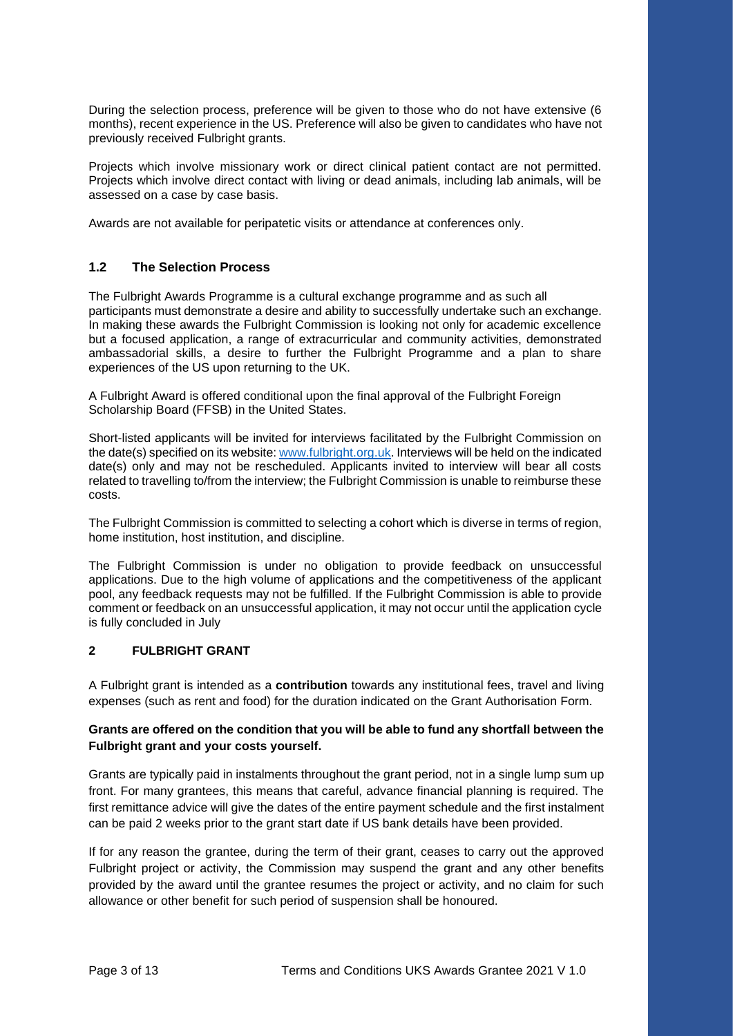During the selection process, preference will be given to those who do not have extensive (6 months), recent experience in the US. Preference will also be given to candidates who have not previously received Fulbright grants.

Projects which involve missionary work or direct clinical patient contact are not permitted. Projects which involve direct contact with living or dead animals, including lab animals, will be assessed on a case by case basis.

Awards are not available for peripatetic visits or attendance at conferences only.

### 1.2 The Selection Process

The Fulbright Awards Programme is a cultural exchange programme and as such all participants must demonstrate a desire and ability to successfully undertake such an exchange. In making these awards the Fulbright Commission is looking not only for academic excellence but a focused application, a range of extracurricular and community activities, demonstrated ambassadorial skills, a desire to further the Fulbright Programme and a plan to share experiences of the US upon returning to the UK.

A Fulbright Award is offered conditional upon the final approval of the Fulbright Foreign Scholarship Board (FFSB) in the United States.

Short-listed applicants will be invited for interviews facilitated by the Fulbright Commission on the date(s) specified on its website: [www.fulbright.org.uk](http://www.fulbright.org.uk). Interviews will be held on the indicated date(s) only and may not be rescheduled. Applicants invited to interview will bear all costs related to travelling to/from the interview; the Fulbright Commission is unable to reimburse these costs.

The Fulbright Commission is committed to selecting a cohort which is diverse in terms of region, home institution, host institution, and discipline.

The Fulbright Commission is under no obligation to provide feedback on unsuccessful applications. Due to the high volume of applications and the competitiveness of the applicant pool, any feedback requests may not be fulfilled. If the Fulbright Commission is able to provide comment or feedback on an unsuccessful application, it may not occur until the application cycle is fully concluded in July

## 2 FULBRIGHT GRANT

A Fulbright grant is intended as a **contribution** towards any institutional fees, travel and living expenses (such as rent and food) for the duration indicated on the Grant Authorisation Form.

**Grants are offered on the condition that you will be able to fund any shortfall between the Fulbright grant and your costs yourself.**

Grants are typically paid in instalments throughout the grant period, not in a single lump sum up front. For many grantees, this means that careful, advance financial planning is required. The first remittance advice will give the dates of the entire payment schedule and the first instalment can be paid 2 weeks prior to the grant start date if US bank details have been provided.

If for any reason the grantee, during the term of their grant, ceases to carry out the approved Fulbright project or activity, the Commission may suspend the grant and any other benefits provided by the award until the grantee resumes the project or activity, and no claim for such allowance or other benefit for such period of suspension shall be honoured.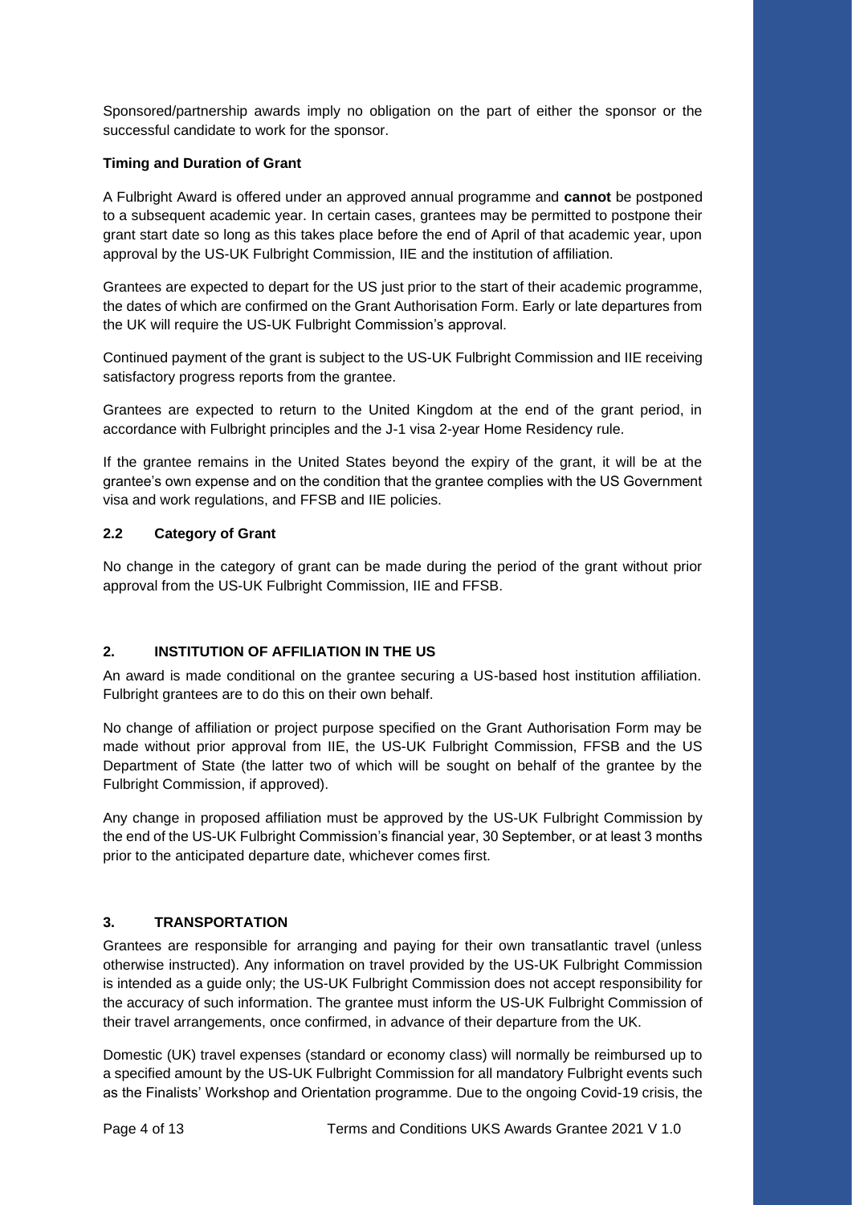Sponsored/partnership awards imply no obligation on the part of either the sponsor or the successful candidate to work for the sponsor.

**Timing and Duration of Grant**

A Fulbright Award is offered under an approved annual programme and **cannot** be postponed to a subsequent academic year. In certain cases, grantees may be permitted to postpone their grant start date so long as this takes place before the end of April of that academic year, upon approval by the US-UK Fulbright Commission, IIE and the institution of affiliation.

Grantees are expected to depart for the US just prior to the start of their academic programme, the dates of which are confirmed on the Grant Authorisation Form. Early or late departures from the UK will require the US-UK Fulbright Commission's approval.

Continued payment of the grant is subject to the US-UK Fulbright Commission and IIE receiving satisfactory progress reports from the grantee.

Grantees are expected to return to the United Kingdom at the end of the grant period, in accordance with Fulbright principles and the J-1 visa 2-year Home Residency rule.

If the grantee remains in the United States beyond the expiry of the grant, it will be at the grantee's own expense and on the condition that the grantee complies with the US Government visa and work regulations, and FFSB and IIE policies.

### 2.2 Category of Grant

No change in the category of grant can be made during the period of the grant without prior approval from the US-UK Fulbright Commission, IIE and FFSB.

## 2. INSTITUTION OF AFFILIATION IN THE US

An award is made conditional on the grantee securing a US-based host institution affiliation. Fulbright grantees are to do this on their own behalf.

No change of affiliation or project purpose specified on the Grant Authorisation Form may be made without prior approval from IIE, the US-UK Fulbright Commission, FFSB and the US Department of State (the latter two of which will be sought on behalf of the grantee by the Fulbright Commission, if approved).

Any change in proposed affiliation must be approved by the US-UK Fulbright Commission by the end of the US-UK Fulbright Commission's financial year, 30 September, or at least 3 months prior to the anticipated departure date, whichever comes first.

## 3. TRANSPORTATION

Grantees are responsible for arranging and paying for their own transatlantic travel (unless otherwise instructed). Any information on travel provided by the US-UK Fulbright Commission is intended as a guide only; the US-UK Fulbright Commission does not accept responsibility for the accuracy of such information. The grantee must inform the US-UK Fulbright Commission of their travel arrangements, once confirmed, in advance of their departure from the UK.

Domestic (UK) travel expenses (standard or economy class) will normally be reimbursed up to a specified amount by the US-UK Fulbright Commission for all mandatory Fulbright events such as the Finalists' Workshop and Orientation programme. Due to the ongoing Covid-19 crisis, the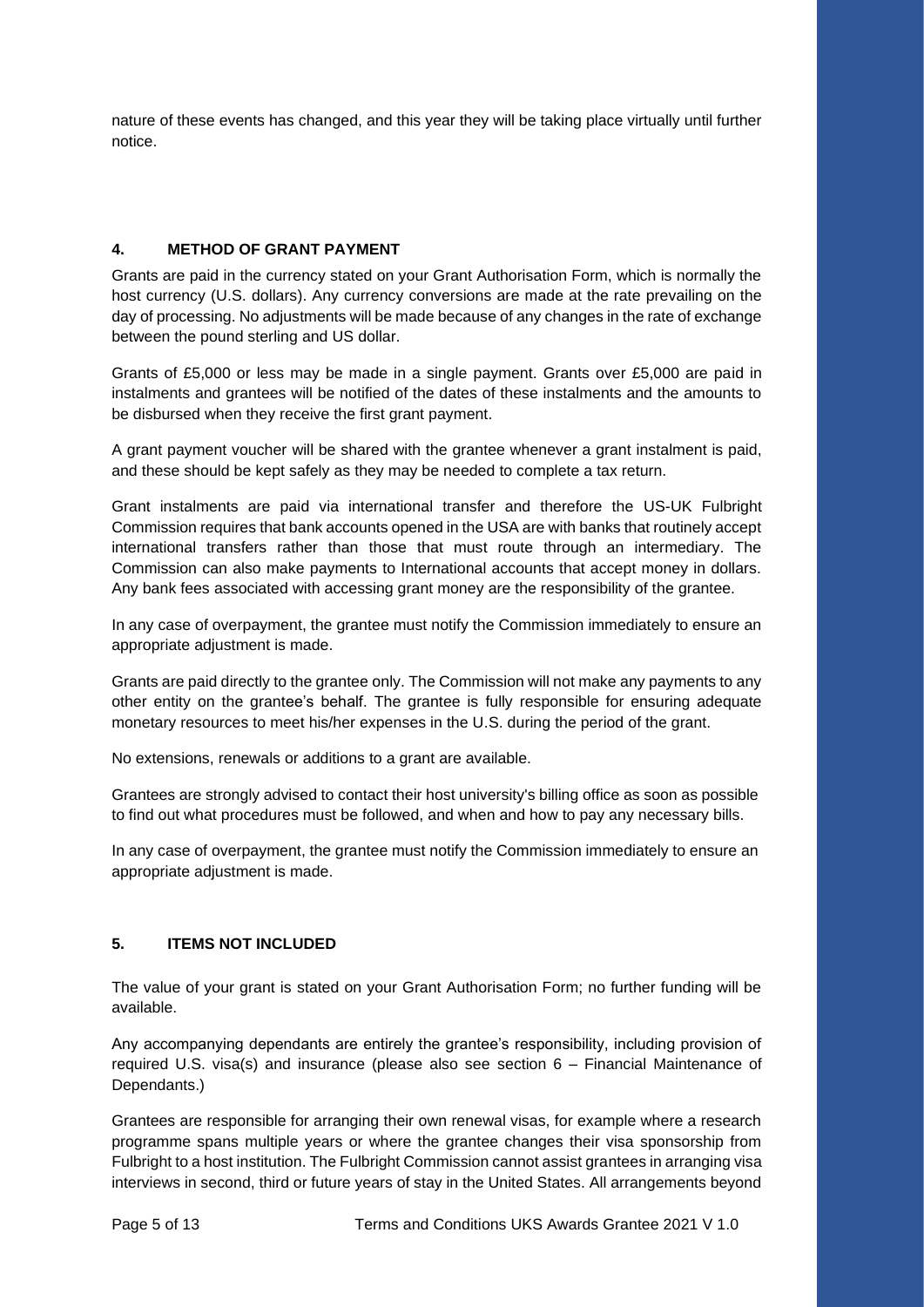nature of these events has changed, and this year they will be taking place virtually until further notice.

## 4. METHOD OF GRANT PAYMENT

Grants are paid in the currency stated on your Grant Authorisation Form, which is normally the host currency (U.S. dollars). Any currency conversions are made at the rate prevailing on the day of processing. No adjustments will be made because of any changes in the rate of exchange between the pound sterling and US dollar.

Grants of £5,000 or less may be made in a single payment. Grants over £5,000 are paid in instalments and grantees will be notified of the dates of these instalments and the amounts to be disbursed when they receive the first grant payment.

A grant payment voucher will be shared with the grantee whenever a grant instalment is paid, and these should be kept safely as they may be needed to complete a tax return.

Grant instalments are paid via international transfer and therefore the US-UK Fulbright Commission requires that bank accounts opened in the USA are with banks that routinely accept international transfers rather than those that must route through an intermediary. The Commission can also make payments to International accounts that accept money in dollars. Any bank fees associated with accessing grant money are the responsibility of the grantee.

In any case of overpayment, the grantee must notify the Commission immediately to ensure an appropriate adjustment is made.

Grants are paid directly to the grantee only. The Commission will not make any payments to any other entity on the grantee's behalf. The grantee is fully responsible for ensuring adequate monetary resources to meet his/her expenses in the U.S. during the period of the grant.

No extensions, renewals or additions to a grant are available.

Grantees are strongly advised to contact their host university's billing office as soon as possible to find out what procedures must be followed, and when and how to pay any necessary bills.

In any case of overpayment, the grantee must notify the Commission immediately to ensure an appropriate adjustment is made.

## 5. ITEMS NOT INCLUDED

The value of your grant is stated on your Grant Authorisation Form; no further funding will be available.

Any accompanying dependants are entirely the grantee's responsibility, including provision of required U.S. visa(s) and insurance (please also see section 6 – Financial Maintenance of Dependants.)

Grantees are responsible for arranging their own renewal visas, for example where a research programme spans multiple years or where the grantee changes their visa sponsorship from Fulbright to a host institution. The Fulbright Commission cannot assist grantees in arranging visa interviews in second, third or future years of stay in the United States. All arrangements beyond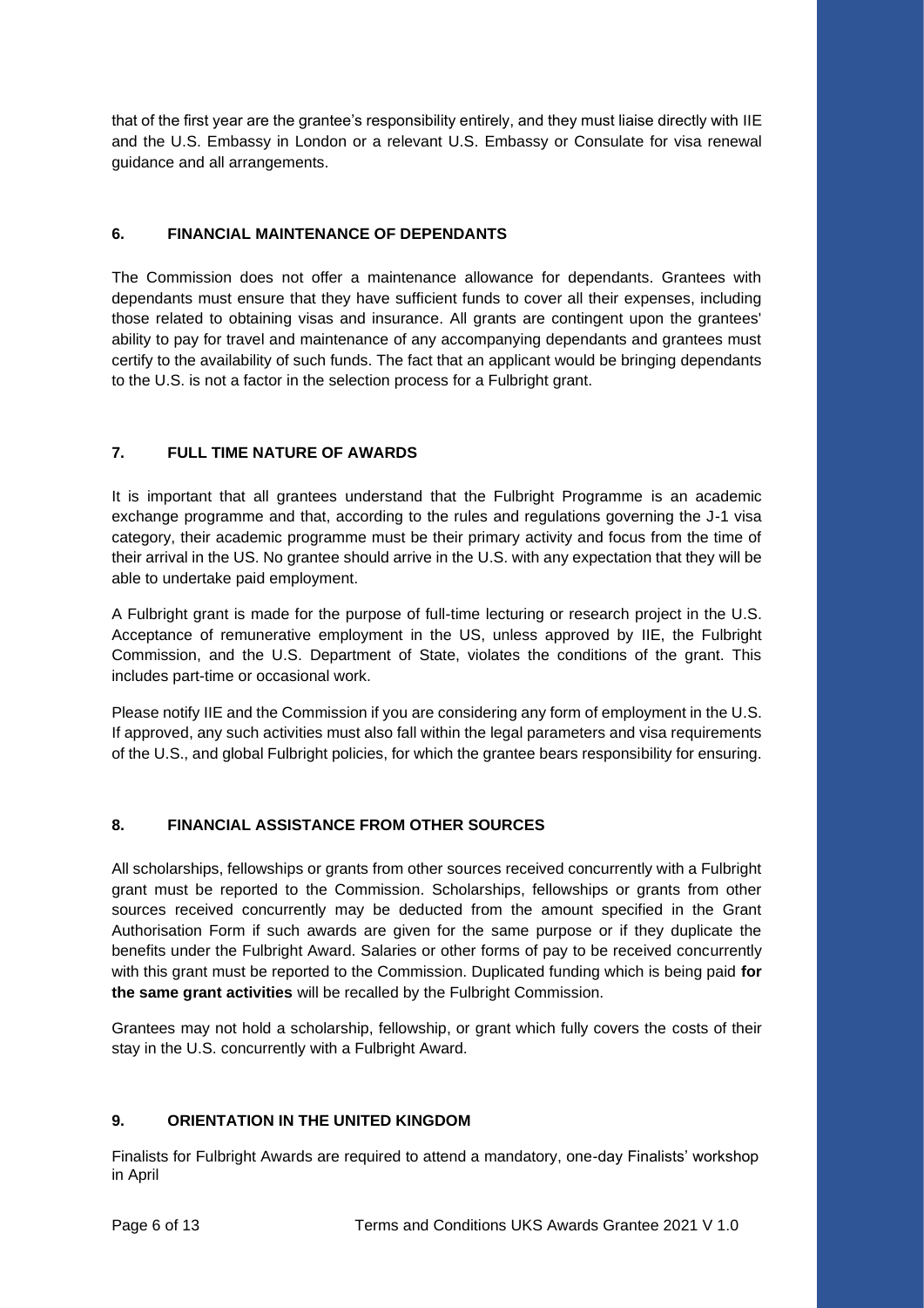that of the first year are the grantee's responsibility entirely, and they must liaise directly with IIE and the U.S. Embassy in London or a relevant U.S. Embassy or Consulate for visa renewal guidance and all arrangements.

## 6. FINANCIAL MAINTENANCE OF DEPENDANTS

The Commission does not offer a maintenance allowance for dependants. Grantees with dependants must ensure that they have sufficient funds to cover all their expenses, including those related to obtaining visas and insurance. All grants are contingent upon the grantees' ability to pay for travel and maintenance of any accompanying dependants and grantees must certify to the availability of such funds. The fact that an applicant would be bringing dependants to the U.S. is not a factor in the selection process for a Fulbright grant.

## 7. FULL TIME NATURE OF AWARDS

It is important that all grantees understand that the Fulbright Programme is an academic exchange programme and that, according to the rules and regulations governing the J-1 visa category, their academic programme must be their primary activity and focus from the time of their arrival in the US. No grantee should arrive in the U.S. with any expectation that they will be able to undertake paid employment.

A Fulbright grant is made for the purpose of full-time lecturing or research project in the U.S. Acceptance of remunerative employment in the US, unless approved by IIE, the Fulbright Commission, and the U.S. Department of State, violates the conditions of the grant. This includes part-time or occasional work.

Please notify IIE and the Commission if you are considering any form of employment in the U.S. If approved, any such activities must also fall within the legal parameters and visa requirements of the U.S., and global Fulbright policies, for which the grantee bears responsibility for ensuring.

## 8. FINANCIAL ASSISTANCE FROM OTHER SOURCES

All scholarships, fellowships or grants from other sources received concurrently with a Fulbright grant must be reported to the Commission. Scholarships, fellowships or grants from other sources received concurrently may be deducted from the amount specified in the Grant Authorisation Form if such awards are given for the same purpose or if they duplicate the benefits under the Fulbright Award. Salaries or other forms of pay to be received concurrently with this grant must be reported to the Commission. Duplicated funding which is being paid **for the same grant activities** will be recalled by the Fulbright Commission.

Grantees may not hold a scholarship, fellowship, or grant which fully covers the costs of their stay in the U.S. concurrently with a Fulbright Award.

## 9. ORIENTATION IN THE UNITED KINGDOM

Finalists for Fulbright Awards are required to attend a mandatory, one-day Finalists' workshop in April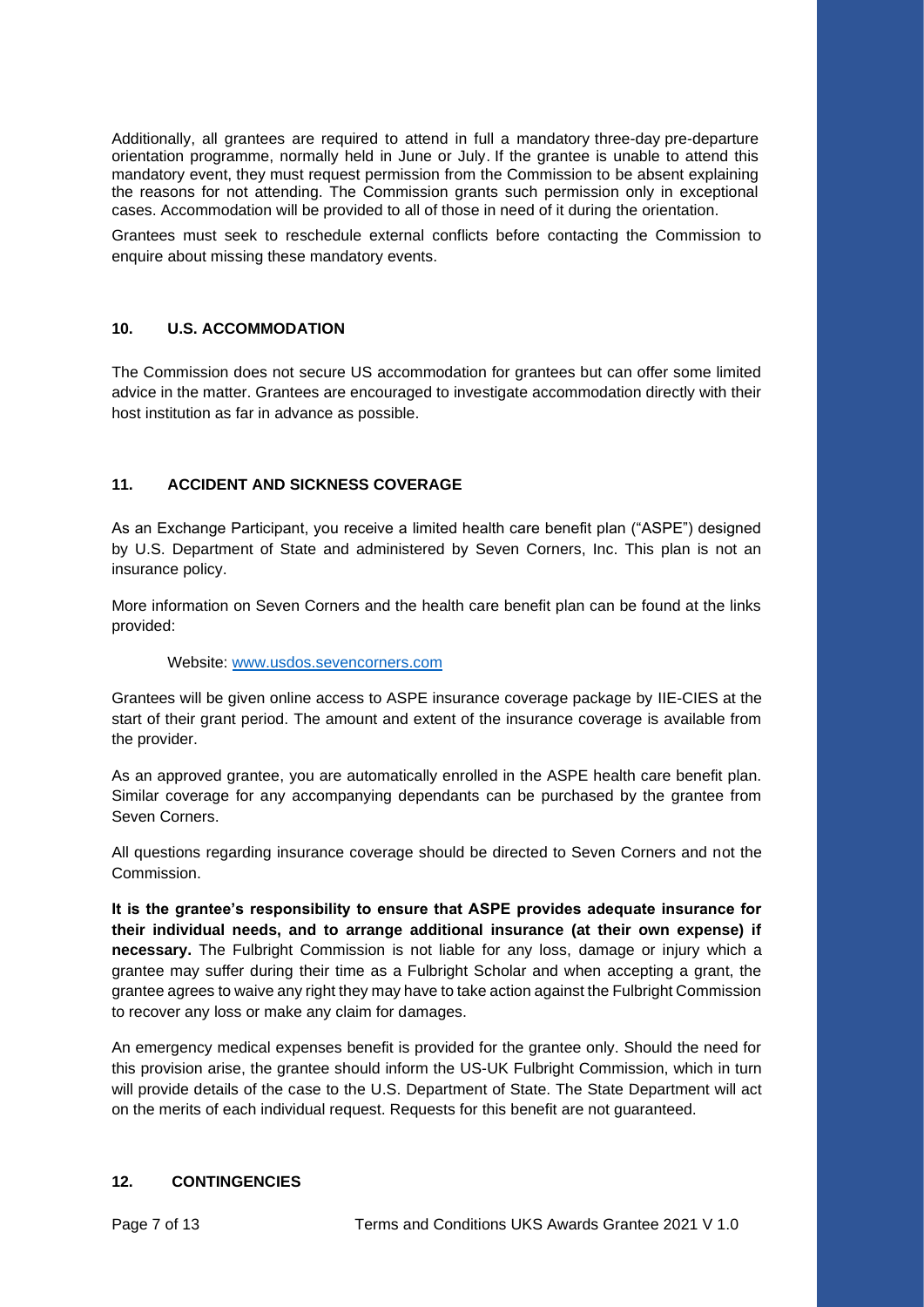Additionally, all grantees are required to attend in full a mandatory three-day pre-departure orientation programme, normally held in June or July. If the grantee is unable to attend this mandatory event, they must request permission from the Commission to be absent explaining the reasons for not attending. The Commission grants such permission only in exceptional cases. Accommodation will be provided to all of those in need of it during the orientation.

Grantees must seek to reschedule external conflicts before contacting the Commission to enquire about missing these mandatory events.

## 10. U.S. ACCOMMODATION

The Commission does not secure US accommodation for grantees but can offer some limited advice in the matter. Grantees are encouraged to investigate accommodation directly with their host institution as far in advance as possible.

## 11. ACCIDENT AND SICKNESS COVERAGE

As an Exchange Participant, you receive a limited health care benefit plan ("ASPE") designed by U.S. Department of State and administered by Seven Corners, Inc. This plan is not an insurance policy.

More information on Seven Corners and the health care benefit plan can be found at the links provided:

Website: [www.usdos.sevencorners.com](http://www.usdos.sevencorners.com)

Grantees will be given online access to ASPE insurance coverage package by IIE-CIES at the start of their grant period. The amount and extent of the insurance coverage is available from the provider.

As an approved grantee, you are automatically enrolled in the ASPE health care benefit plan. Similar coverage for any accompanying dependants can be purchased by the grantee from Seven Corners.

All questions regarding insurance coverage should be directed to Seven Corners and not the Commission.

**It is the grantee's responsibility to ensure that ASPE provides adequate insurance for their individual needs, and to arrange additional insurance (at their own expense) if necessary.** The Fulbright Commission is not liable for any loss, damage or injury which a grantee may suffer during their time as a Fulbright Scholar and when accepting a grant, the grantee agrees to waive any right they may have to take action against the Fulbright Commission to recover any loss or make any claim for damages.

An emergency medical expenses benefit is provided for the grantee only. Should the need for this provision arise, the grantee should inform the US-UK Fulbright Commission, which in turn will provide details of the case to the U.S. Department of State. The State Department will act on the merits of each individual request. Requests for this benefit are not guaranteed.

## 12. CONTINGENCIES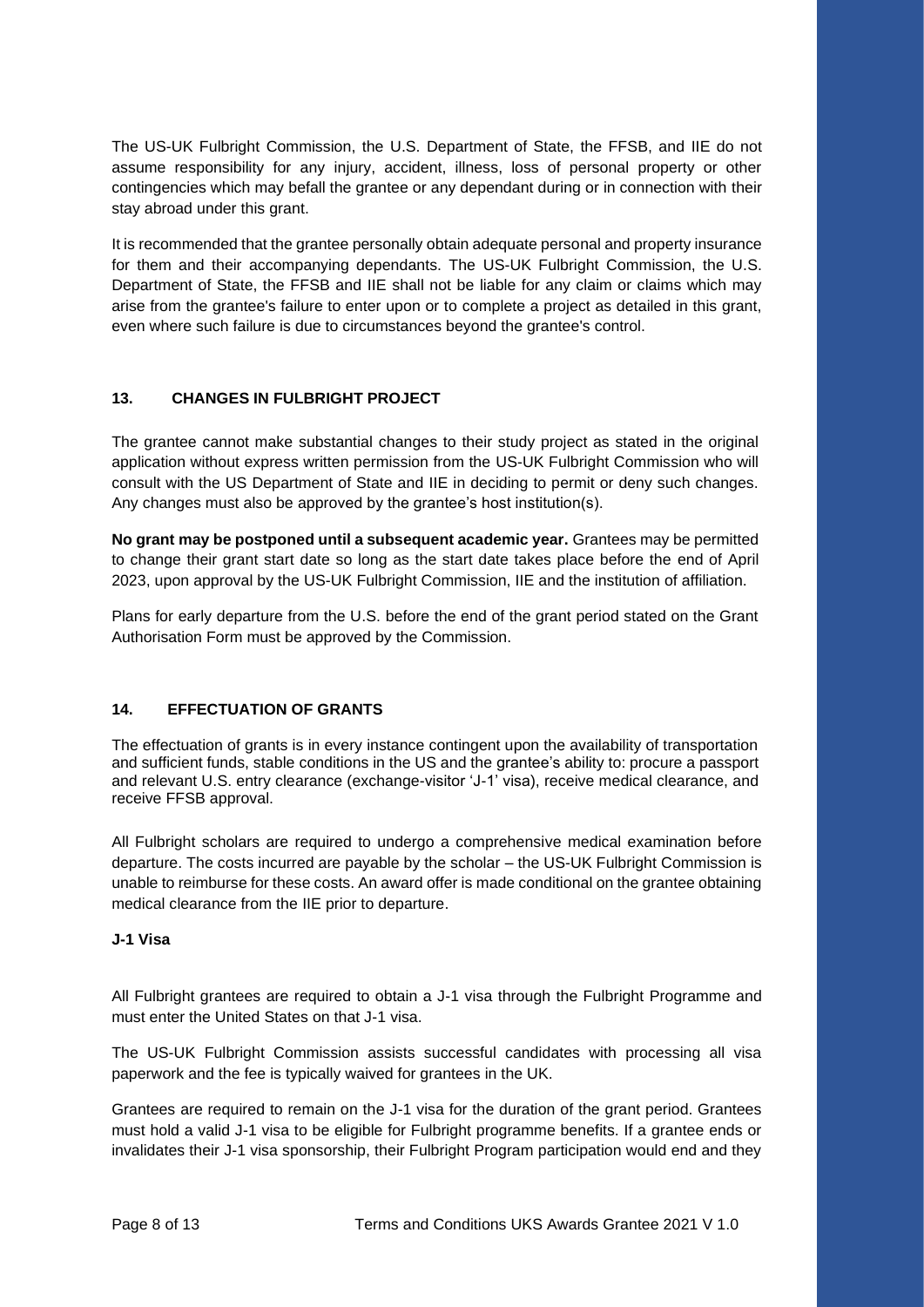The US-UK Fulbright Commission, the U.S. Department of State, the FFSB, and IIE do not assume responsibility for any injury, accident, illness, loss of personal property or other contingencies which may befall the grantee or any dependant during or in connection with their stay abroad under this grant.

It is recommended that the grantee personally obtain adequate personal and property insurance for them and their accompanying dependants. The US-UK Fulbright Commission, the U.S. Department of State, the FFSB and IIE shall not be liable for any claim or claims which may arise from the grantee's failure to enter upon or to complete a project as detailed in this grant, even where such failure is due to circumstances beyond the grantee's control.

## 13. CHANGES IN FULBRIGHT PROJECT

The grantee cannot make substantial changes to their study project as stated in the original application without express written permission from the US-UK Fulbright Commission who will consult with the US Department of State and IIE in deciding to permit or deny such changes. Any changes must also be approved by the grantee's host institution(s).

**No grant may be postponed until a subsequent academic year.** Grantees may be permitted to change their grant start date so long as the start date takes place before the end of April 2023, upon approval by the US-UK Fulbright Commission, IIE and the institution of affiliation.

Plans for early departure from the U.S. before the end of the grant period stated on the Grant Authorisation Form must be approved by the Commission.

## 14. EFFECTUATION OF GRANTS

The effectuation of grants is in every instance contingent upon the availability of transportation and sufficient funds, stable conditions in the US and the grantee's ability to: procure a passport and relevant U.S. entry clearance (exchange-visitor 'J-1' visa), receive medical clearance, and receive FFSB approval.

All Fulbright scholars are required to undergo a comprehensive medical examination before departure. The costs incurred are payable by the scholar – the US-UK Fulbright Commission is unable to reimburse for these costs. An award offer is made conditional on the grantee obtaining medical clearance from the IIE prior to departure.

### J-1 Visa

All Fulbright grantees are required to obtain a J-1 visa through the Fulbright Programme and must enter the United States on that J-1 visa.

The US-UK Fulbright Commission assists successful candidates with processing all visa paperwork and the fee is typically waived for grantees in the UK.

Grantees are required to remain on the J-1 visa for the duration of the grant period. Grantees must hold a valid J-1 visa to be eligible for Fulbright programme benefits. If a grantee ends or invalidates their J-1 visa sponsorship, their Fulbright Program participation would end and they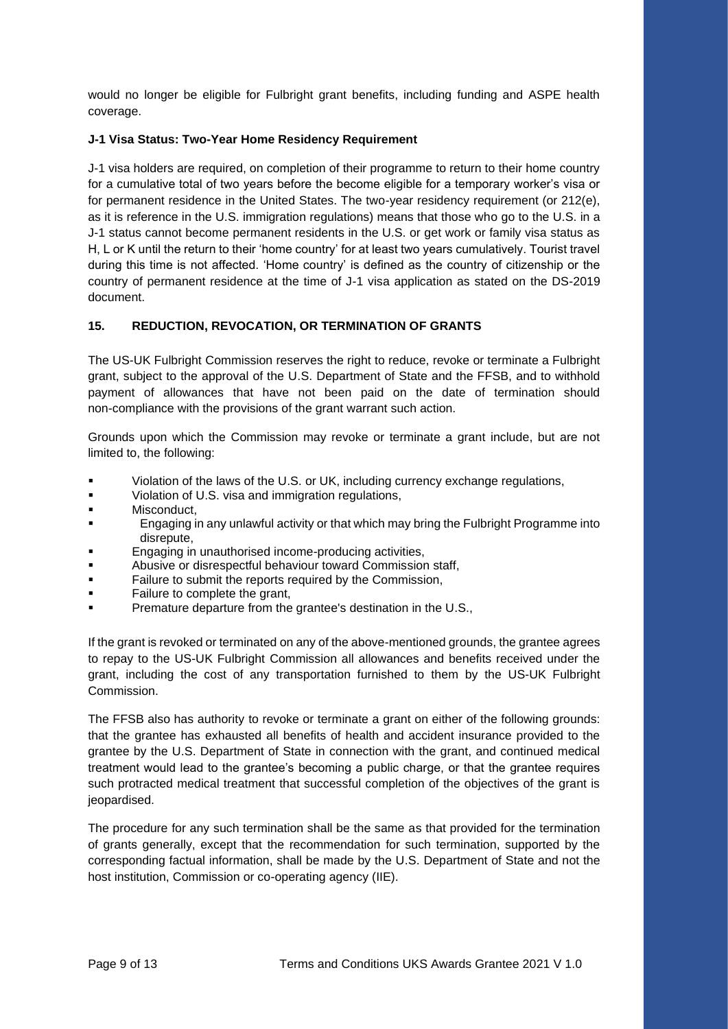would no longer be eligible for Fulbright grant benefits, including funding and ASPE health coverage.

**J-1 Visa Status: Two-Year Home Residency Requirement**

J-1 visa holders are required, on completion of their programme to return to their home country for a cumulative total of two years before the become eligible for a temporary worker's visa or for permanent residence in the United States. The two-year residency requirement (or 212(e), as it is reference in the U.S. immigration regulations) means that those who go to the U.S. in a J-1 status cannot become permanent residents in the U.S. or get work or family visa status as H, L or K until the return to their 'home country' for at least two years cumulatively. Tourist travel during this time is not affected. 'Home country' is defined as the country of citizenship or the country of permanent residence at the time of J-1 visa application as stated on the DS-2019 document.

## 15. REDUCTION, REVOCATION, OR TERMINATION OF GRANTS

The US-UK Fulbright Commission reserves the right to reduce, revoke or terminate a Fulbright grant, subject to the approval of the U.S. Department of State and the FFSB, and to withhold payment of allowances that have not been paid on the date of termination should non-compliance with the provisions of the grant warrant such action.

Grounds upon which the Commission may revoke or terminate a grant include, but are not limited to, the following:

- Violation of the laws of the U.S. or UK, including currency exchange regulations,
- Violation of U.S. visa and immigration regulations,
- Misconduct,
- Engaging in any unlawful activity or that which may bring the Fulbright Programme into disrepute,
- Engaging in unauthorised income-producing activities,
- Abusive or disrespectful behaviour toward Commission staff,
- Failure to submit the reports required by the Commission,
- Failure to complete the grant,
- Premature departure from the grantee's destination in the U.S.,

If the grant is revoked or terminated on any of the above-mentioned grounds, the grantee agrees to repay to the US-UK Fulbright Commission all allowances and benefits received under the grant, including the cost of any transportation furnished to them by the US-UK Fulbright Commission.

The FFSB also has authority to revoke or terminate a grant on either of the following grounds: that the grantee has exhausted all benefits of health and accident insurance provided to the grantee by the U.S. Department of State in connection with the grant, and continued medical treatment would lead to the grantee's becoming a public charge, or that the grantee requires such protracted medical treatment that successful completion of the objectives of the grant is jeopardised.

The procedure for any such termination shall be the same as that provided for the termination of grants generally, except that the recommendation for such termination, supported by the corresponding factual information, shall be made by the U.S. Department of State and not the host institution, Commission or co-operating agency (IIE).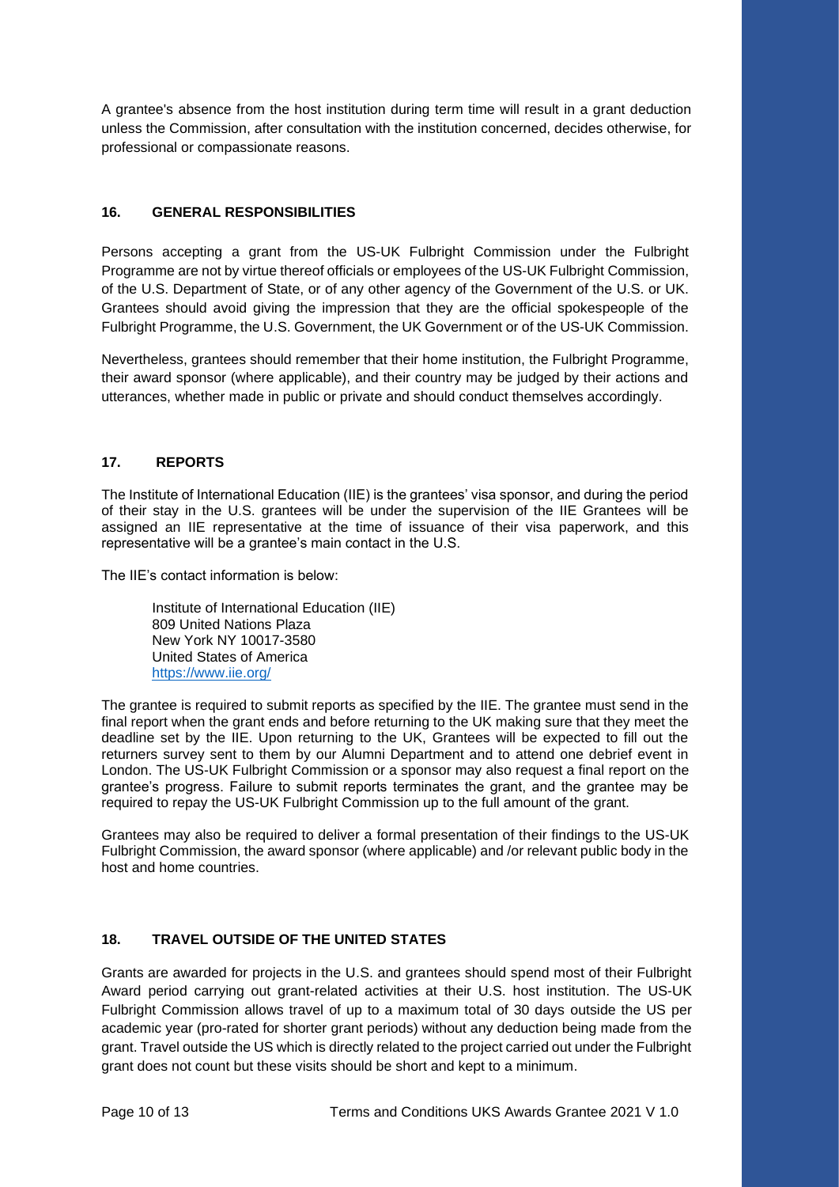A grantee's absence from the host institution during term time will result in a grant deduction unless the Commission, after consultation with the institution concerned, decides otherwise, for professional or compassionate reasons.

## 16. GENERAL RESPONSIBILITIES

Persons accepting a grant from the US-UK Fulbright Commission under the Fulbright Programme are not by virtue thereof officials or employees of the US-UK Fulbright Commission, of the U.S. Department of State, or of any other agency of the Government of the U.S. or UK. Grantees should avoid giving the impression that they are the official spokespeople of the Fulbright Programme, the U.S. Government, the UK Government or of the US-UK Commission.

Nevertheless, grantees should remember that their home institution, the Fulbright Programme, their award sponsor (where applicable), and their country may be judged by their actions and utterances, whether made in public or private and should conduct themselves accordingly.

## 17. REPORTS

The Institute of International Education (IIE) is the grantees' visa sponsor, and during the period of their stay in the U.S. grantees will be under the supervision of the IIE Grantees will be assigned an IIE representative at the time of issuance of their visa paperwork, and this representative will be a grantee's main contact in the U.S.

The IIE's contact information is below:

Institute of International Education (IIE)
809 United Nations Plaza
New York NY 10017-3580
United States of America
https://www.iie.org/

The grantee is required to submit reports as specified by the IIE. The grantee must send in the final report when the grant ends and before returning to the UK making sure that they meet the deadline set by the IIE. Upon returning to the UK, Grantees will be expected to fill out the returners survey sent to them by our Alumni Department and to attend one debrief event in London. The US-UK Fulbright Commission or a sponsor may also request a final report on the grantee's progress. Failure to submit reports terminates the grant, and the grantee may be required to repay the US-UK Fulbright Commission up to the full amount of the grant.

Grantees may also be required to deliver a formal presentation of their findings to the US-UK Fulbright Commission, the award sponsor (where applicable) and /or relevant public body in the host and home countries.

## 18. TRAVEL OUTSIDE OF THE UNITED STATES

Grants are awarded for projects in the U.S. and grantees should spend most of their Fulbright Award period carrying out grant-related activities at their U.S. host institution. The US-UK Fulbright Commission allows travel of up to a maximum total of 30 days outside the US per academic year (pro-rated for shorter grant periods) without any deduction being made from the grant. Travel outside the US which is directly related to the project carried out under the Fulbright grant does not count but these visits should be short and kept to a minimum.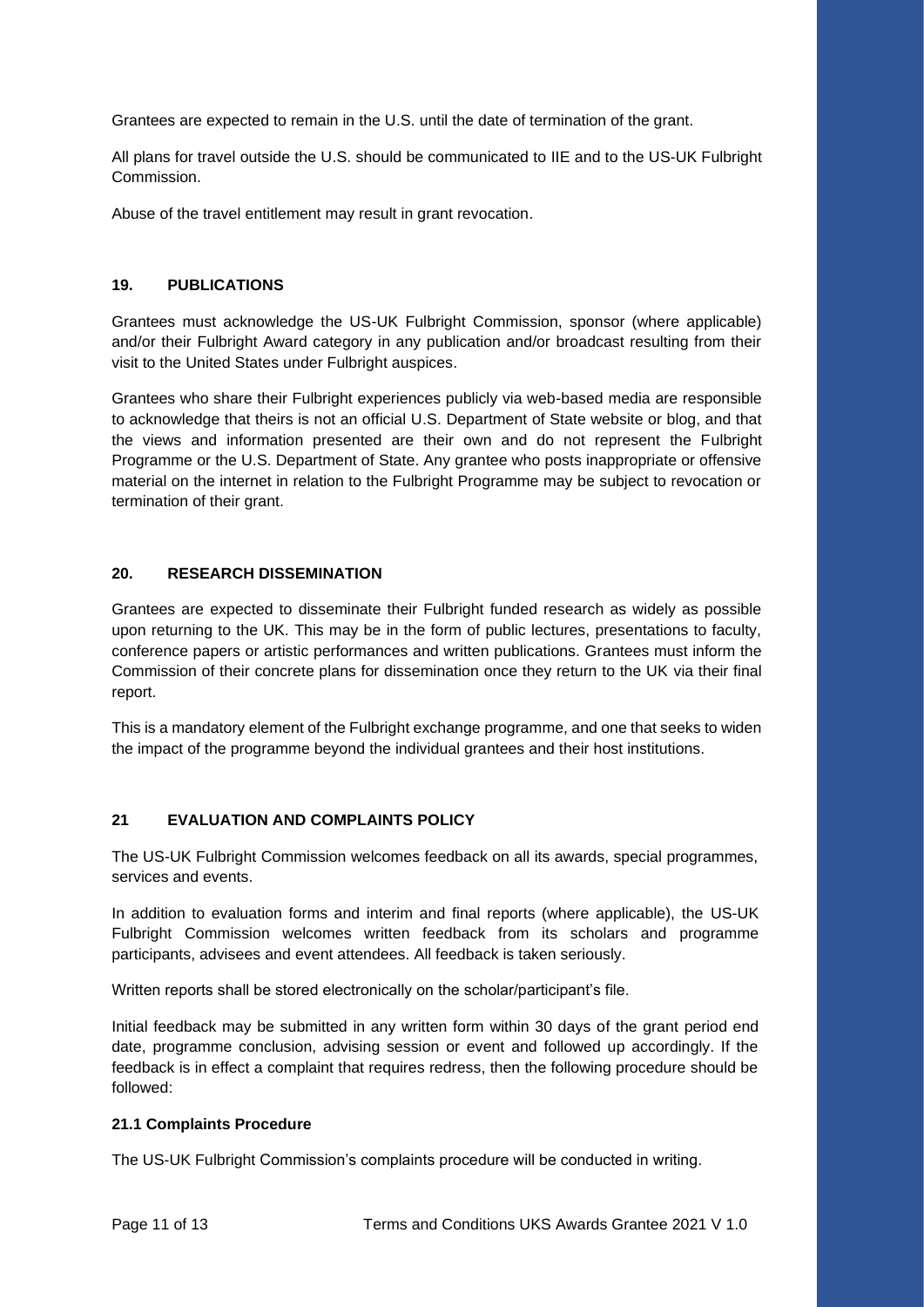Grantees are expected to remain in the U.S. until the date of termination of the grant.

All plans for travel outside the U.S. should be communicated to IIE and to the US-UK Fulbright Commission.

Abuse of the travel entitlement may result in grant revocation.

## 19. PUBLICATIONS

Grantees must acknowledge the US-UK Fulbright Commission, sponsor (where applicable) and/or their Fulbright Award category in any publication and/or broadcast resulting from their visit to the United States under Fulbright auspices.

Grantees who share their Fulbright experiences publicly via web-based media are responsible to acknowledge that theirs is not an official U.S. Department of State website or blog, and that the views and information presented are their own and do not represent the Fulbright Programme or the U.S. Department of State. Any grantee who posts inappropriate or offensive material on the internet in relation to the Fulbright Programme may be subject to revocation or termination of their grant.

## 20. RESEARCH DISSEMINATION

Grantees are expected to disseminate their Fulbright funded research as widely as possible upon returning to the UK. This may be in the form of public lectures, presentations to faculty, conference papers or artistic performances and written publications. Grantees must inform the Commission of their concrete plans for dissemination once they return to the UK via their final report.

This is a mandatory element of the Fulbright exchange programme, and one that seeks to widen the impact of the programme beyond the individual grantees and their host institutions.

## 21 EVALUATION AND COMPLAINTS POLICY

The US-UK Fulbright Commission welcomes feedback on all its awards, special programmes, services and events.

In addition to evaluation forms and interim and final reports (where applicable), the US-UK Fulbright Commission welcomes written feedback from its scholars and programme participants, advisees and event attendees. All feedback is taken seriously.

Written reports shall be stored electronically on the scholar/participant's file.

Initial feedback may be submitted in any written form within 30 days of the grant period end date, programme conclusion, advising session or event and followed up accordingly. If the feedback is in effect a complaint that requires redress, then the following procedure should be followed:

### 21.1 Complaints Procedure

The US-UK Fulbright Commission's complaints procedure will be conducted in writing.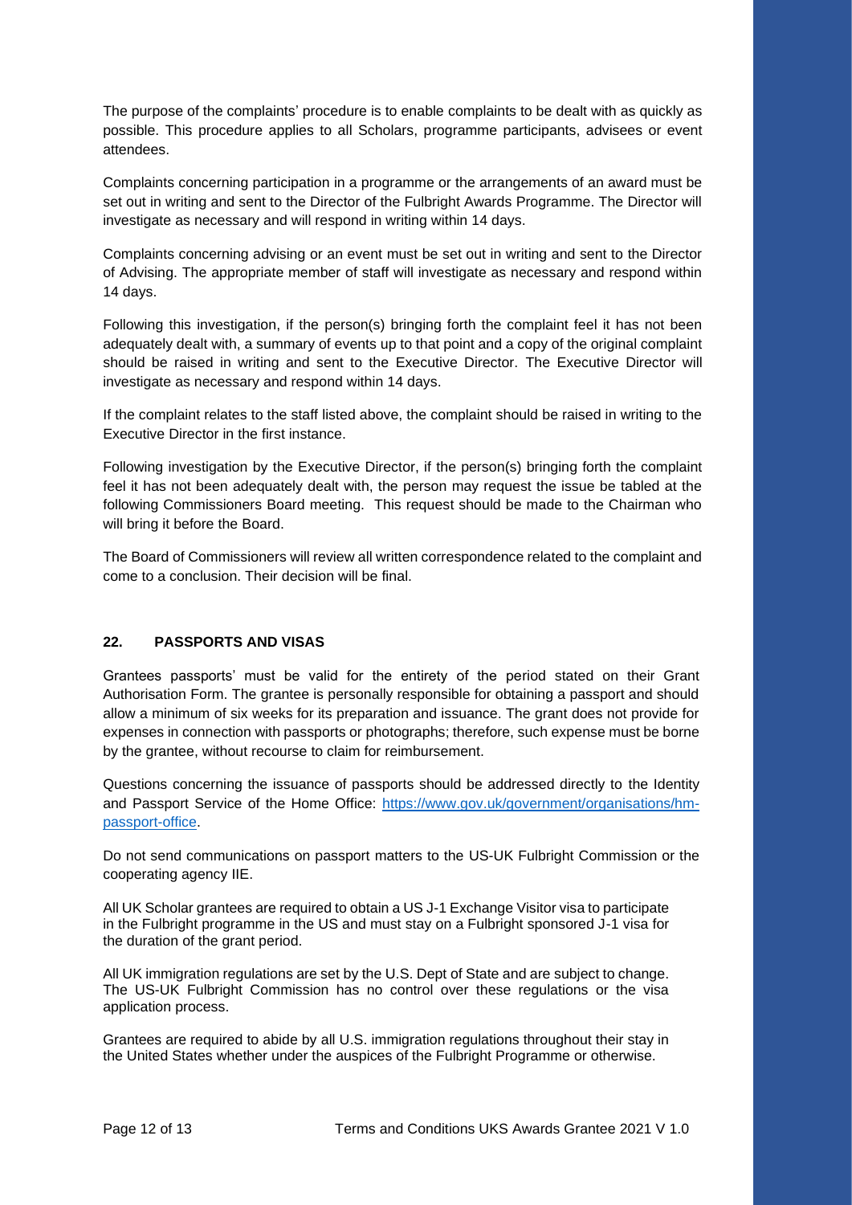The purpose of the complaints' procedure is to enable complaints to be dealt with as quickly as possible. This procedure applies to all Scholars, programme participants, advisees or event attendees.

Complaints concerning participation in a programme or the arrangements of an award must be set out in writing and sent to the Director of the Fulbright Awards Programme. The Director will investigate as necessary and will respond in writing within 14 days.

Complaints concerning advising or an event must be set out in writing and sent to the Director of Advising. The appropriate member of staff will investigate as necessary and respond within 14 days.

Following this investigation, if the person(s) bringing forth the complaint feel it has not been adequately dealt with, a summary of events up to that point and a copy of the original complaint should be raised in writing and sent to the Executive Director. The Executive Director will investigate as necessary and respond within 14 days.

If the complaint relates to the staff listed above, the complaint should be raised in writing to the Executive Director in the first instance.

Following investigation by the Executive Director, if the person(s) bringing forth the complaint feel it has not been adequately dealt with, the person may request the issue be tabled at the following Commissioners Board meeting. This request should be made to the Chairman who will bring it before the Board.

The Board of Commissioners will review all written correspondence related to the complaint and come to a conclusion. Their decision will be final.

## 22. PASSPORTS AND VISAS

Grantees passports' must be valid for the entirety of the period stated on their Grant Authorisation Form. The grantee is personally responsible for obtaining a passport and should allow a minimum of six weeks for its preparation and issuance. The grant does not provide for expenses in connection with passports or photographs; therefore, such expense must be borne by the grantee, without recourse to claim for reimbursement.

Questions concerning the issuance of passports should be addressed directly to the Identity and Passport Service of the Home Office: https://www.gov.uk/government/organisations/hm-passport-office.

Do not send communications on passport matters to the US-UK Fulbright Commission or the cooperating agency IIE.

All UK Scholar grantees are required to obtain a US J-1 Exchange Visitor visa to participate in the Fulbright programme in the US and must stay on a Fulbright sponsored J-1 visa for the duration of the grant period.

All UK immigration regulations are set by the U.S. Dept of State and are subject to change. The US-UK Fulbright Commission has no control over these regulations or the visa application process.

Grantees are required to abide by all U.S. immigration regulations throughout their stay in the United States whether under the auspices of the Fulbright Programme or otherwise.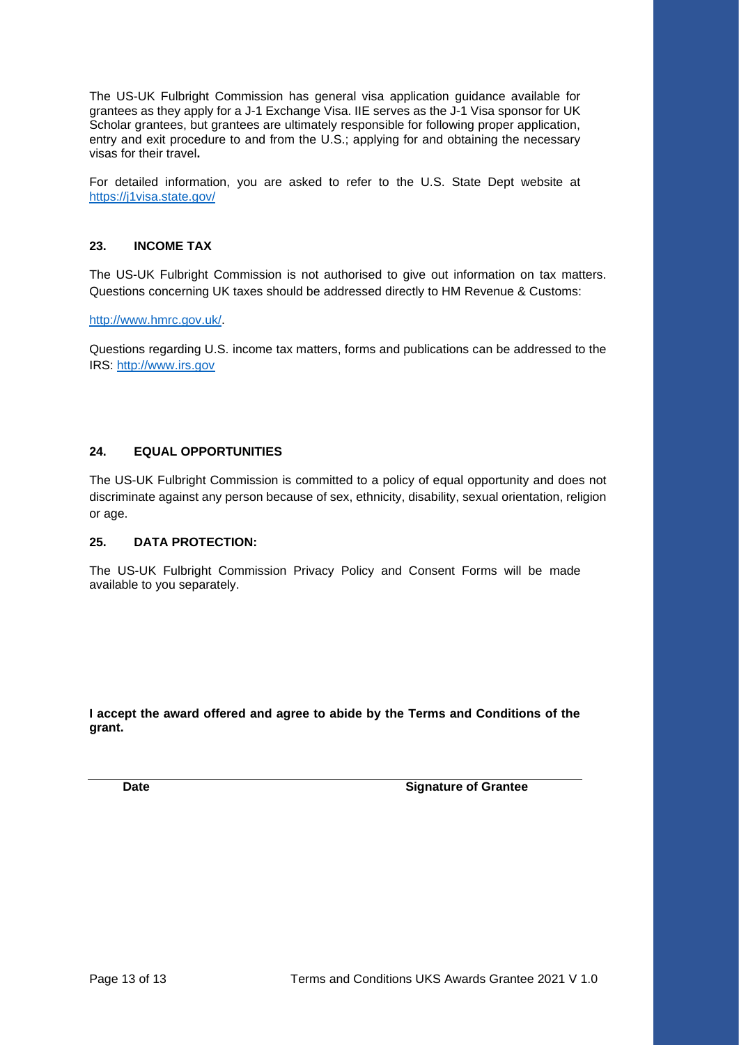The US-UK Fulbright Commission has general visa application guidance available for grantees as they apply for a J-1 Exchange Visa. IIE serves as the J-1 Visa sponsor for UK Scholar grantees, but grantees are ultimately responsible for following proper application, entry and exit procedure to and from the U.S.; applying for and obtaining the necessary visas for their travel**.**

For detailed information, you are asked to refer to the U.S. State Dept website at https://j1visa.state.gov/

### 23. INCOME TAX

The US-UK Fulbright Commission is not authorised to give out information on tax matters. Questions concerning UK taxes should be addressed directly to HM Revenue & Customs:

http://www.hmrc.gov.uk/.

Questions regarding U.S. income tax matters, forms and publications can be addressed to the IRS: http://www.irs.gov

### 24. EQUAL OPPORTUNITIES

The US-UK Fulbright Commission is committed to a policy of equal opportunity and does not discriminate against any person because of sex, ethnicity, disability, sexual orientation, religion or age.

### 25. DATA PROTECTION:

The US-UK Fulbright Commission Privacy Policy and Consent Forms will be made available to you separately.

**I accept the award offered and agree to abide by the Terms and Conditions of the grant.**

**Date** **Signature of Grantee**